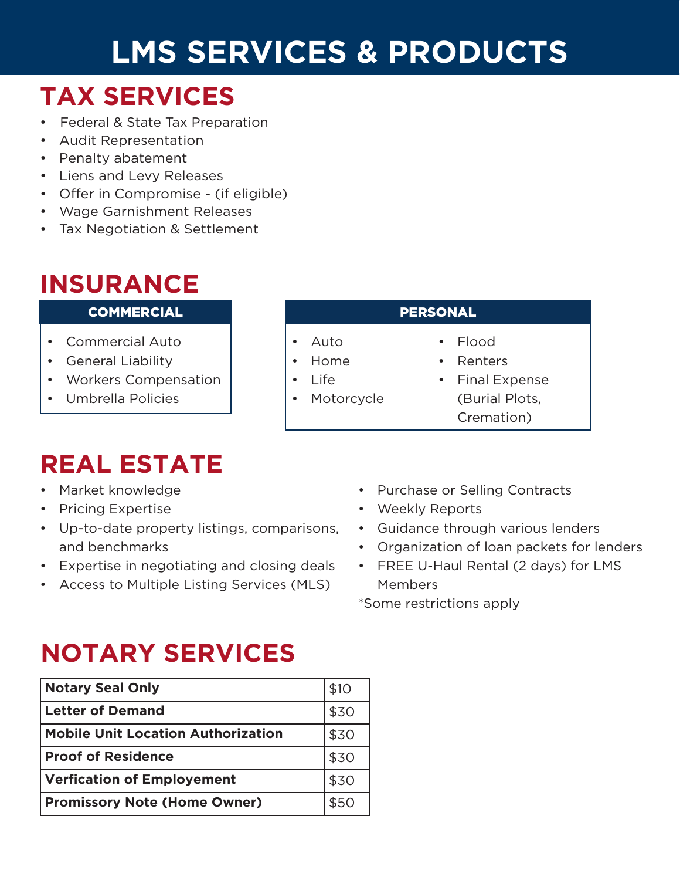# LMS SERVICES & PRODUCTS

## TAX SERVICES

- Federal & State Tax Preparation
- Audit Representation
- Penalty abatement
- Liens and Levy Releases
- Offer in Compromise - (if eligible)
- Wage Garnishment Releases
- Tax Negotiation & Settlement

## INSURANCE

### COMMERCIAL

- Commercial Auto
- General Liability
- Workers Compensation
- Umbrella Policies

### PERSONAL

- Auto
- Home
- Life
- Motorcycle
- Flood
- Renters
- Final Expense (Burial Plots, Cremation)

## REAL ESTATE

- Market knowledge
- Pricing Expertise
- Up-to-date property listings, comparisons, and benchmarks
- Expertise in negotiating and closing deals
- Access to Multiple Listing Services (MLS)
- Purchase or Selling Contracts
- Weekly Reports
- Guidance through various lenders
- Organization of loan packets for lenders
- FREE U-Haul Rental (2 days) for LMS Members

*Some restrictions apply

## NOTARY SERVICES

| Service | Price |
| --- | --- |
| **Notary Seal Only** | $10 |
| **Letter of Demand** | $30 |
| **Mobile Unit Location Authorization** | $30 |
| **Proof of Residence** | $30 |
| **Verfication of Employement** | $30 |
| **Promissory Note (Home Owner)** | $50 |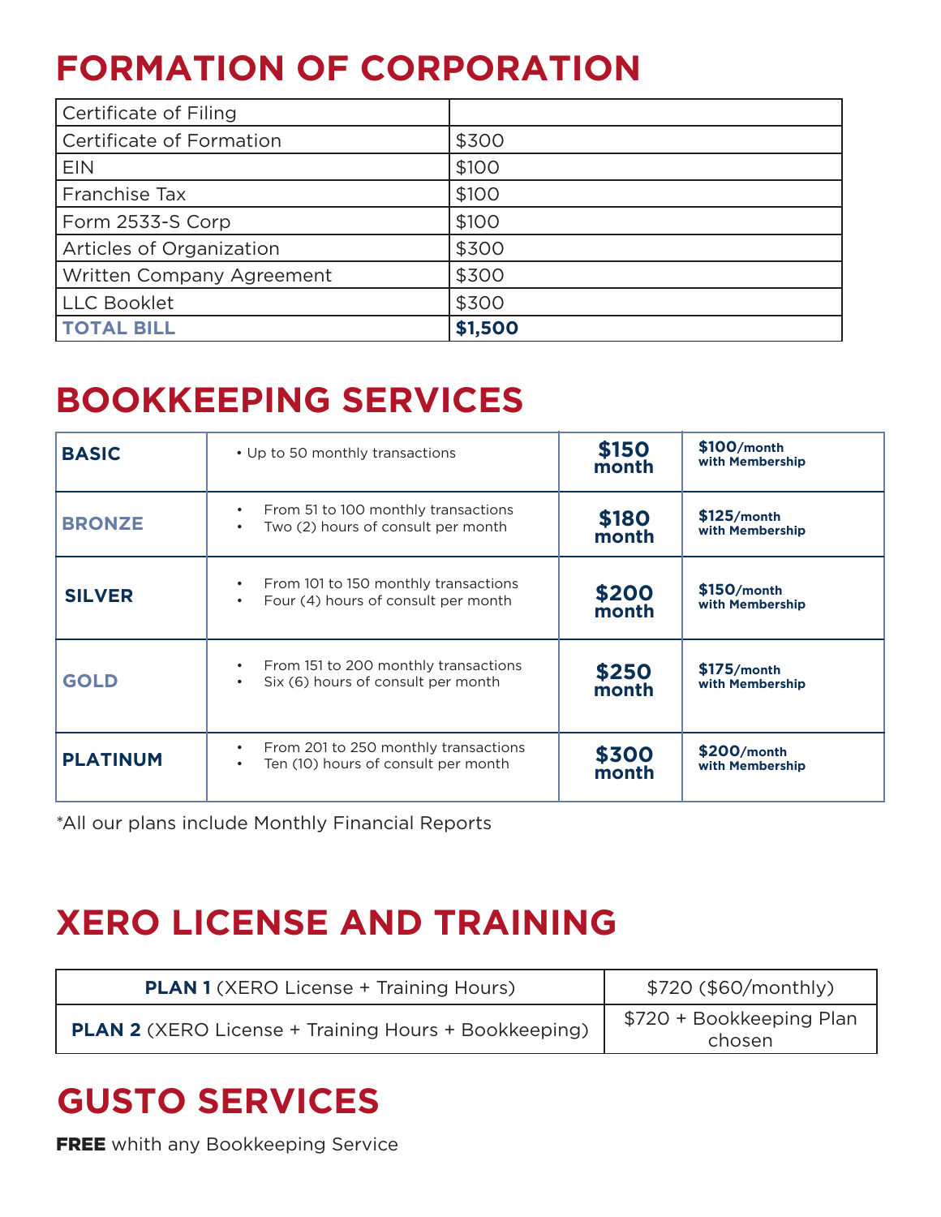# FORMATION OF CORPORATION

| Certificate of Filing | |
|---|---|
| Certificate of Formation | $300 |
| EIN | $100 |
| Franchise Tax | $100 |
| Form 2533-S Corp | $100 |
| Articles of Organization | $300 |
| Written Company Agreement | $300 |
| LLC Booklet | $300 |
| **TOTAL BILL** | **$1,500** |

# BOOKKEEPING SERVICES

| | | | |
|---|---|---|---|
| **BASIC** | • Up to 50 monthly transactions | **$150 month** | **$100/month with Membership** |
| **BRONZE** | • From 51 to 100 monthly transactions<br>• Two (2) hours of consult per month | **$180 month** | **$125/month with Membership** |
| **SILVER** | • From 101 to 150 monthly transactions<br>• Four (4) hours of consult per month | **$200 month** | **$150/month with Membership** |
| **GOLD** | • From 151 to 200 monthly transactions<br>• Six (6) hours of consult per month | **$250 month** | **$175/month with Membership** |
| **PLATINUM** | • From 201 to 250 monthly transactions<br>• Ten (10) hours of consult per month | **$300 month** | **$200/month with Membership** |

*All our plans include Monthly Financial Reports

# XERO LICENSE AND TRAINING

| | |
|---|---|
| **PLAN 1** (XERO License + Training Hours) | $720 ($60/monthly) |
| **PLAN 2** (XERO License + Training Hours + Bookkeeping) | $720 + Bookkeeping Plan chosen |

# GUSTO SERVICES

**FREE** whith any Bookkeeping Service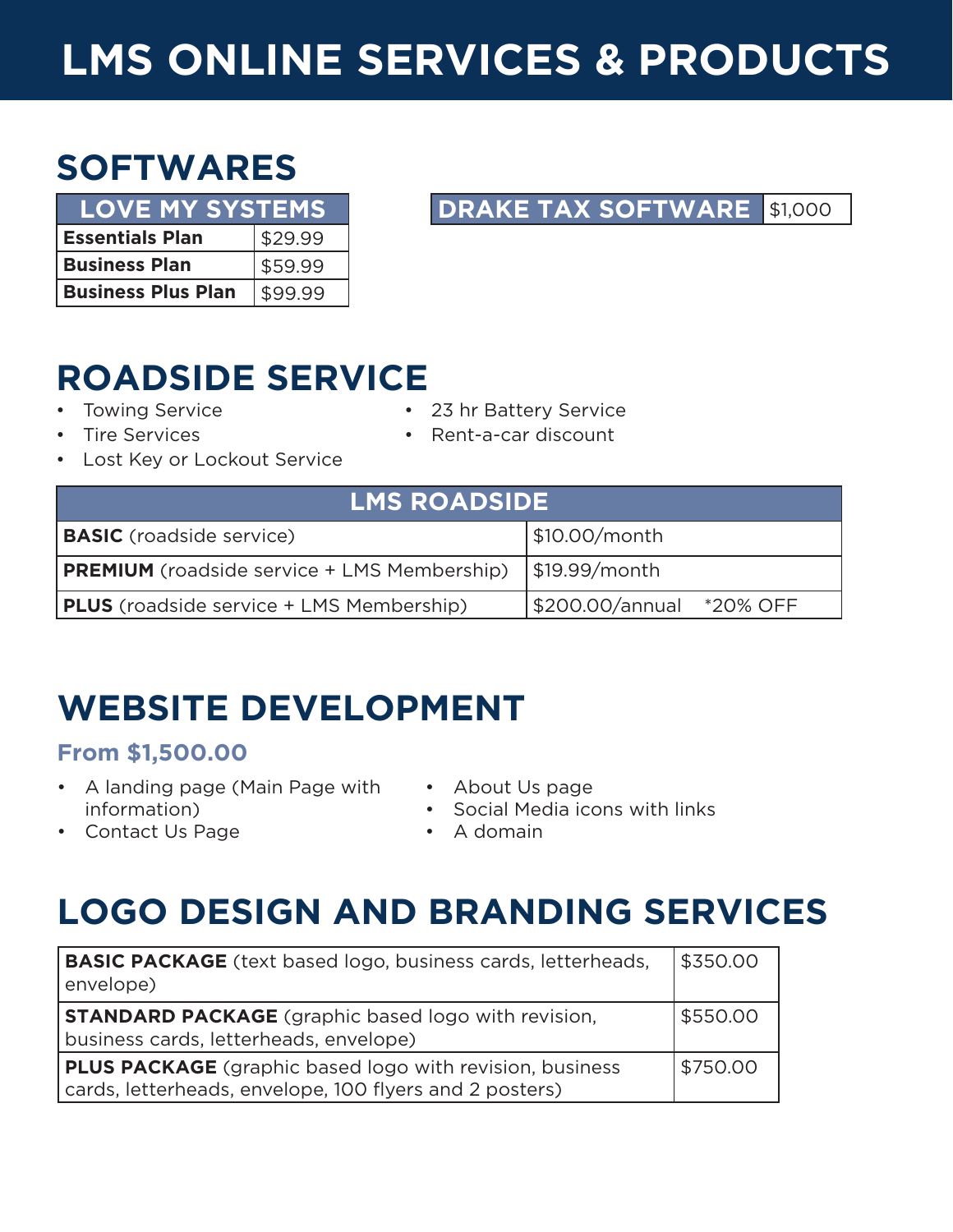# LMS ONLINE SERVICES & PRODUCTS

## SOFTWARES

| LOVE MY SYSTEMS | |
|---|---|
| **Essentials Plan** | $29.99 |
| **Business Plan** | $59.99 |
| **Business Plus Plan** | $99.99 |

| DRAKE TAX SOFTWARE | $1,000 |
|---|---|

## ROADSIDE SERVICE

- Towing Service
- Tire Services
- Lost Key or Lockout Service
- 23 hr Battery Service
- Rent-a-car discount

| LMS ROADSIDE | |
|---|---|
| **BASIC** (roadside service) | $10.00/month |
| **PREMIUM** (roadside service + LMS Membership) | $19.99/month |
| **PLUS** (roadside service + LMS Membership) | $200.00/annual *20% OFF |

## WEBSITE DEVELOPMENT

### From $1,500.00

- A landing page (Main Page with information)
- Contact Us Page
- About Us page
- Social Media icons with links
- A domain

## LOGO DESIGN AND BRANDING SERVICES

| Package | Price |
|---|---|
| **BASIC PACKAGE** (text based logo, business cards, letterheads, envelope) | $350.00 |
| **STANDARD PACKAGE** (graphic based logo with revision, business cards, letterheads, envelope) | $550.00 |
| **PLUS PACKAGE** (graphic based logo with revision, business cards, letterheads, envelope, 100 flyers and 2 posters) | $750.00 |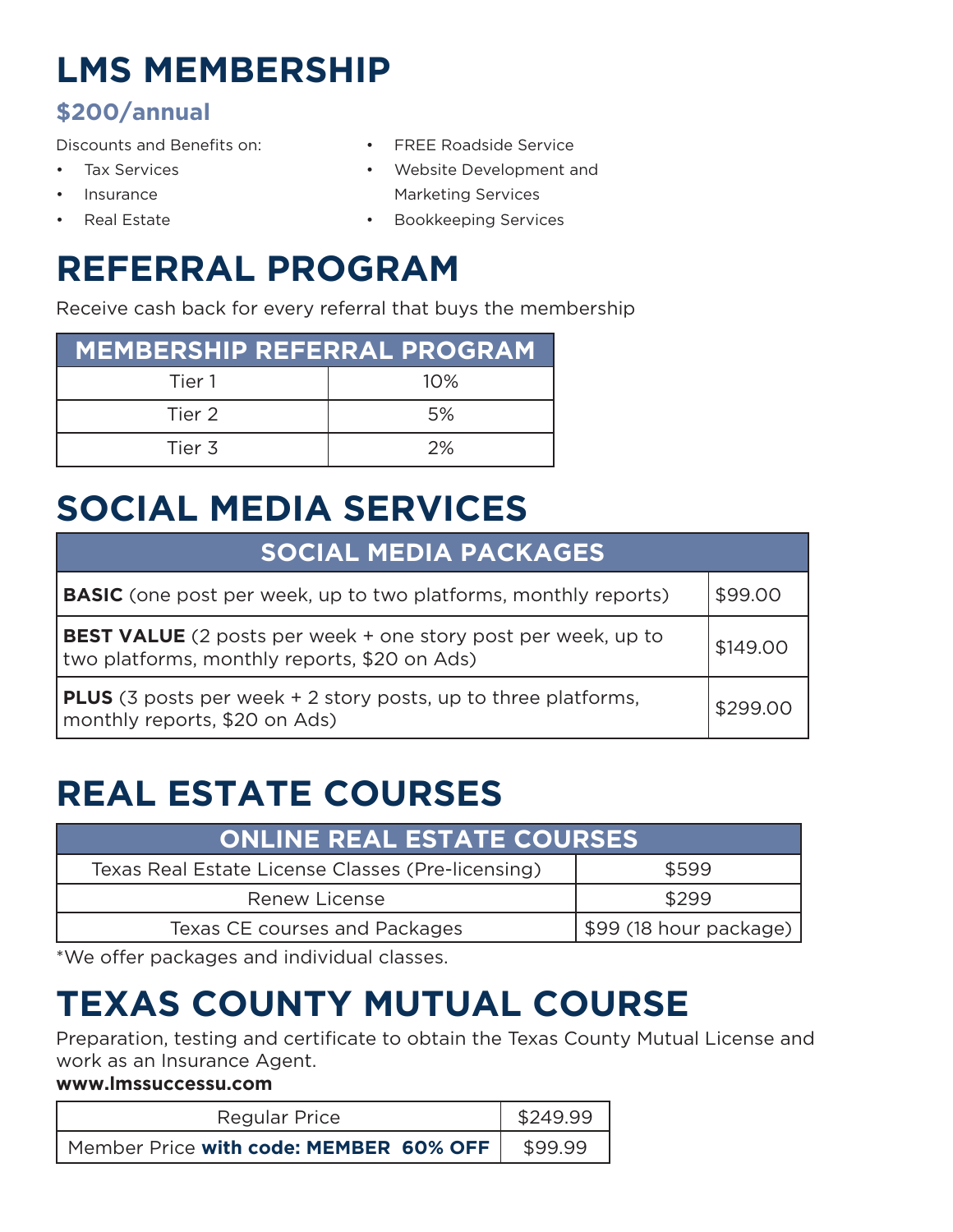# LMS MEMBERSHIP

## $200/annual

Discounts and Benefits on:

- Tax Services
- Insurance
- Real Estate
- FREE Roadside Service
- Website Development and Marketing Services
- Bookkeeping Services

# REFERRAL PROGRAM

Receive cash back for every referral that buys the membership

| MEMBERSHIP REFERRAL PROGRAM | |
|---|---|
| Tier 1 | 10% |
| Tier 2 | 5% |
| Tier 3 | 2% |

# SOCIAL MEDIA SERVICES

| SOCIAL MEDIA PACKAGES | |
|---|---|
| **BASIC** (one post per week, up to two platforms, monthly reports) | $99.00 |
| **BEST VALUE** (2 posts per week + one story post per week, up to two platforms, monthly reports, $20 on Ads) | $149.00 |
| **PLUS** (3 posts per week + 2 story posts, up to three platforms, monthly reports, $20 on Ads) | $299.00 |

# REAL ESTATE COURSES

| ONLINE REAL ESTATE COURSES | |
|---|---|
| Texas Real Estate License Classes (Pre-licensing) | $599 |
| Renew License | $299 |
| Texas CE courses and Packages | $99 (18 hour package) |

*We offer packages and individual classes.

# TEXAS COUNTY MUTUAL COURSE

Preparation, testing and certificate to obtain the Texas County Mutual License and work as an Insurance Agent.

**www.lmssuccessu.com**

| | |
|---|---|
| Regular Price | $249.99 |
| Member Price **with code: MEMBER 60% OFF** | $99.99 |